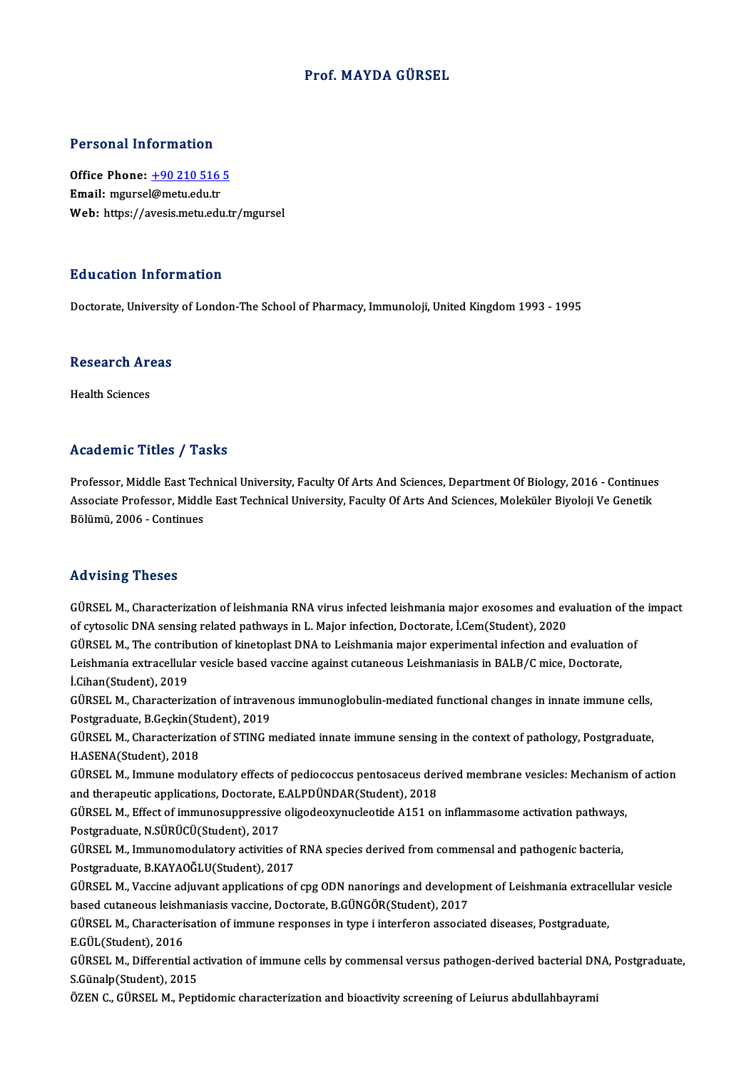# Prof. MAYDA GÜRSEL

## Personal Information

**Office Phone:** +90 210 516 5
**Email:** mgursel@metu.edu.tr
**Web:** https://avesis.metu.edu.tr/mgursel

## Education Information

Doctorate, University of London-The School of Pharmacy, Immunoloji, United Kingdom 1993 - 1995

## Research Areas

Health Sciences

## Academic Titles / Tasks

Professor, Middle East Technical University, Faculty Of Arts And Sciences, Department Of Biology, 2016 - Continues
Associate Professor, Middle East Technical University, Faculty Of Arts And Sciences, Moleküler Biyoloji Ve Genetik Bölümü, 2006 - Continues

## Advising Theses

GÜRSEL M., Characterization of leishmania RNA virus infected leishmania major exosomes and evaluation of the impact of cytosolic DNA sensing related pathways in L. Major infection, Doctorate, İ.Cem(Student), 2020

GÜRSEL M., The contribution of kinetoplast DNA to Leishmania major experimental infection and evaluation of Leishmania extracellular vesicle based vaccine against cutaneous Leishmaniasis in BALB/C mice, Doctorate, İ.Cihan(Student), 2019

GÜRSEL M., Characterization of intravenous immunoglobulin-mediated functional changes in innate immune cells, Postgraduate, B.Geçkin(Student), 2019

GÜRSEL M., Characterization of STING mediated innate immune sensing in the context of pathology, Postgraduate, H.ASENA(Student), 2018

GÜRSEL M., Immune modulatory effects of pediococcus pentosaceus derived membrane vesicles: Mechanism of action and therapeutic applications, Doctorate, E.ALPDÜNDAR(Student), 2018

GÜRSEL M., Effect of immunosuppressive oligodeoxynucleotide A151 on inflammasome activation pathways, Postgraduate, N.SÜRÜCÜ(Student), 2017

GÜRSEL M., Immunomodulatory activities of RNA species derived from commensal and pathogenic bacteria, Postgraduate, B.KAYAOĞLU(Student), 2017

GÜRSEL M., Vaccine adjuvant applications of cpg ODN nanorings and development of Leishmania extracellular vesicle based cutaneous leishmaniasis vaccine, Doctorate, B.GÜNGÖR(Student), 2017

GÜRSEL M., Characterisation of immune responses in type i interferon associated diseases, Postgraduate, E.GÜL(Student), 2016

GÜRSEL M., Differential activation of immune cells by commensal versus pathogen-derived bacterial DNA, Postgraduate, S.Günalp(Student), 2015

ÖZEN C., GÜRSEL M., Peptidomic characterization and bioactivity screening of Leiurus abdullahbayrami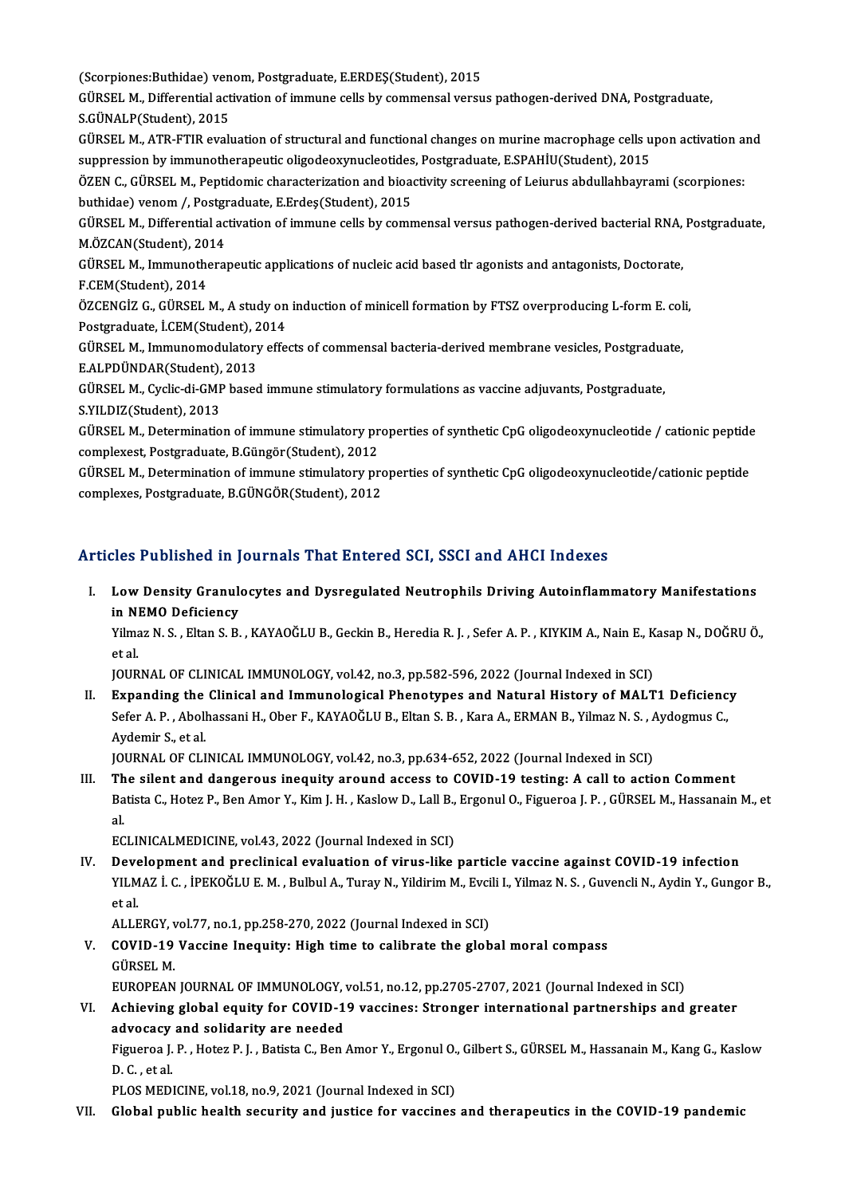(Scorpiones:Buthidae) venom, Postgraduate, E.ERDEŞ(Student), 2015

GÜRSEL M., Differential activation of immune cells by commensal versus pathogen-derived DNA, Postgraduate, S.GÜNALP(Student), 2015

GÜRSEL M., ATR-FTIR evaluation of structural and functional changes on murine macrophage cells upon activation and suppression by immunotherapeutic oligodeoxynucleotides, Postgraduate, E.SPAHİU(Student), 2015

ÖZEN C., GÜRSEL M., Peptidomic characterization and bioactivity screening of Leiurus abdullahbayrami (scorpiones: buthidae) venom /, Postgraduate, E.Erdeş(Student), 2015

GÜRSEL M., Differential activation of immune cells by commensal versus pathogen-derived bacterial RNA, Postgraduate, M.ÖZCAN(Student), 2014

GÜRSEL M., Immunotherapeutic applications of nucleic acid based tlr agonists and antagonists, Doctorate, F.CEM(Student), 2014

ÖZCENGİZ G., GÜRSEL M., A study on induction of minicell formation by FTSZ overproducing L-form E. coli, Postgraduate, İ.CEM(Student), 2014

GÜRSEL M., Immunomodulatory effects of commensal bacteria-derived membrane vesicles, Postgraduate, E.ALPDÜNDAR(Student), 2013

GÜRSEL M., Cyclic-di-GMP based immune stimulatory formulations as vaccine adjuvants, Postgraduate, S.YILDIZ(Student), 2013

GÜRSEL M., Determination of immune stimulatory properties of synthetic CpG oligodeoxynucleotide / cationic peptide complexest, Postgraduate, B.Güngör(Student), 2012

GÜRSEL M., Determination of immune stimulatory properties of synthetic CpG oligodeoxynucleotide/cationic peptide complexes, Postgraduate, B.GÜNGÖR(Student), 2012

## Articles Published in Journals That Entered SCI, SSCI and AHCI Indexes

I. **Low Density Granulocytes and Dysregulated Neutrophils Driving Autoinflammatory Manifestations in NEMO Deficiency**
   Yilmaz N. S. , Eltan S. B. , KAYAOĞLU B., Geckin B., Heredia R. J. , Sefer A. P. , KIYKIM A., Nain E., Kasap N., DOĞRU Ö., et al.
   JOURNAL OF CLINICAL IMMUNOLOGY, vol.42, no.3, pp.582-596, 2022 (Journal Indexed in SCI)

II. **Expanding the Clinical and Immunological Phenotypes and Natural History of MALT1 Deficiency**
   Sefer A. P. , Abolhassani H., Ober F., KAYAOĞLU B., Eltan S. B. , Kara A., ERMAN B., Yilmaz N. S. , Aydogmus C., Aydemir S., et al.
   JOURNAL OF CLINICAL IMMUNOLOGY, vol.42, no.3, pp.634-652, 2022 (Journal Indexed in SCI)

III. **The silent and dangerous inequity around access to COVID-19 testing: A call to action Comment**
   Batista C., Hotez P., Ben Amor Y., Kim J. H. , Kaslow D., Lall B., Ergonul O., Figueroa J. P. , GÜRSEL M., Hassanain M., et al.
   ECLINICALMEDICINE, vol.43, 2022 (Journal Indexed in SCI)

IV. **Development and preclinical evaluation of virus-like particle vaccine against COVID-19 infection**
   YILMAZ İ. C. , İPEKOĞLU E. M. , Bulbul A., Turay N., Yildirim M., Evcili I., Yilmaz N. S. , Guvencli N., Aydin Y., Gungor B., et al.
   ALLERGY, vol.77, no.1, pp.258-270, 2022 (Journal Indexed in SCI)

V. **COVID-19 Vaccine Inequity: High time to calibrate the global moral compass**
   GÜRSEL M.
   EUROPEAN JOURNAL OF IMMUNOLOGY, vol.51, no.12, pp.2705-2707, 2021 (Journal Indexed in SCI)

VI. **Achieving global equity for COVID-19 vaccines: Stronger international partnerships and greater advocacy and solidarity are needed**
   Figueroa J. P. , Hotez P. J. , Batista C., Ben Amor Y., Ergonul O., Gilbert S., GÜRSEL M., Hassanain M., Kang G., Kaslow D. C. , et al.
   PLOS MEDICINE, vol.18, no.9, 2021 (Journal Indexed in SCI)

VII. **Global public health security and justice for vaccines and therapeutics in the COVID-19 pandemic**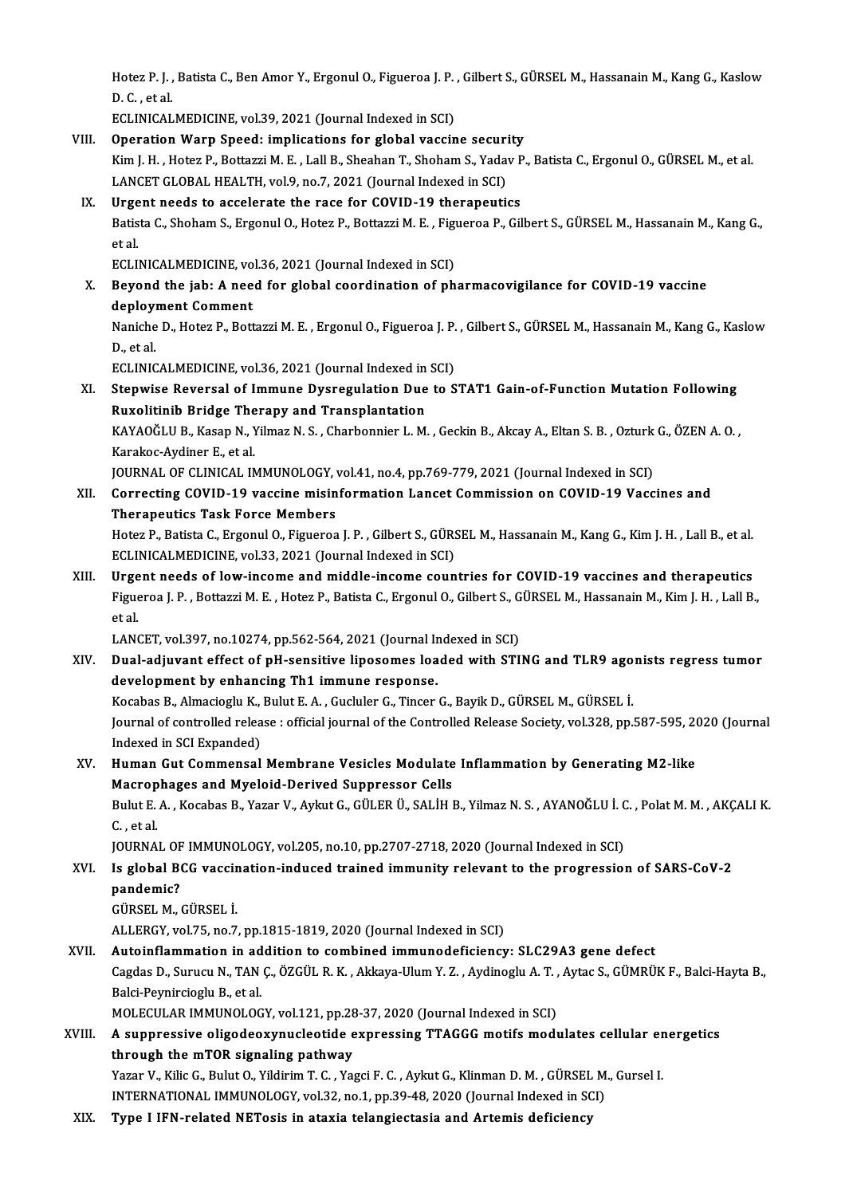Hotez P. J. , Batista C., Ben Amor Y., Ergonul O., Figueroa J. P. , Gilbert S., GÜRSEL M., Hassanain M., Kang G., Kaslow D. C. , et al.
ECLINICALMEDICINE, vol.39, 2021 (Journal Indexed in SCI)

VIII. **Operation Warp Speed: implications for global vaccine security**
Kim J. H. , Hotez P., Bottazzi M. E. , Lall B., Sheahan T., Shoham S., Yadav P., Batista C., Ergonul O., GÜRSEL M., et al.
LANCET GLOBAL HEALTH, vol.9, no.7, 2021 (Journal Indexed in SCI)

IX. **Urgent needs to accelerate the race for COVID-19 therapeutics**
Batista C., Shoham S., Ergonul O., Hotez P., Bottazzi M. E. , Figueroa P., Gilbert S., GÜRSEL M., Hassanain M., Kang G., et al.
ECLINICALMEDICINE, vol.36, 2021 (Journal Indexed in SCI)

X. **Beyond the jab: A need for global coordination of pharmacovigilance for COVID-19 vaccine deployment Comment**
Naniche D., Hotez P., Bottazzi M. E. , Ergonul O., Figueroa J. P. , Gilbert S., GÜRSEL M., Hassanain M., Kang G., Kaslow D., et al.
ECLINICALMEDICINE, vol.36, 2021 (Journal Indexed in SCI)

XI. **Stepwise Reversal of Immune Dysregulation Due to STAT1 Gain-of-Function Mutation Following Ruxolitinib Bridge Therapy and Transplantation**
KAYAOĞLU B., Kasap N., Yilmaz N. S. , Charbonnier L. M. , Geckin B., Akcay A., Eltan S. B. , Ozturk G., ÖZEN A. O. , Karakoc-Aydiner E., et al.
JOURNAL OF CLINICAL IMMUNOLOGY, vol.41, no.4, pp.769-779, 2021 (Journal Indexed in SCI)

XII. **Correcting COVID-19 vaccine misinformation Lancet Commission on COVID-19 Vaccines and Therapeutics Task Force Members**
Hotez P., Batista C., Ergonul O., Figueroa J. P. , Gilbert S., GÜRSEL M., Hassanain M., Kang G., Kim J. H. , Lall B., et al.
ECLINICALMEDICINE, vol.33, 2021 (Journal Indexed in SCI)

XIII. **Urgent needs of low-income and middle-income countries for COVID-19 vaccines and therapeutics**
Figueroa J. P. , Bottazzi M. E. , Hotez P., Batista C., Ergonul O., Gilbert S., GÜRSEL M., Hassanain M., Kim J. H. , Lall B., et al.
LANCET, vol.397, no.10274, pp.562-564, 2021 (Journal Indexed in SCI)

XIV. **Dual-adjuvant effect of pH-sensitive liposomes loaded with STING and TLR9 agonists regress tumor development by enhancing Th1 immune response.**
Kocabas B., Almacioglu K., Bulut E. A. , Gucluler G., Tincer G., Bayik D., GÜRSEL M., GÜRSEL İ.
Journal of controlled release : official journal of the Controlled Release Society, vol.328, pp.587-595, 2020 (Journal Indexed in SCI Expanded)

XV. **Human Gut Commensal Membrane Vesicles Modulate Inflammation by Generating M2-like Macrophages and Myeloid-Derived Suppressor Cells**
Bulut E. A. , Kocabas B., Yazar V., Aykut G., GÜLER Ü., SALİH B., Yilmaz N. S. , AYANOĞLU İ. C. , Polat M. M. , AKÇALI K. C. , et al.
JOURNAL OF IMMUNOLOGY, vol.205, no.10, pp.2707-2718, 2020 (Journal Indexed in SCI)

XVI. **Is global BCG vaccination-induced trained immunity relevant to the progression of SARS-CoV-2 pandemic?**
GÜRSEL M., GÜRSEL İ.
ALLERGY, vol.75, no.7, pp.1815-1819, 2020 (Journal Indexed in SCI)

XVII. **Autoinflammation in addition to combined immunodeficiency: SLC29A3 gene defect**
Cagdas D., Surucu N., TAN Ç., ÖZGÜL R. K. , Akkaya-Ulum Y. Z. , Aydinoglu A. T. , Aytac S., GÜMRÜK F., Balci-Hayta B., Balci-Peynircioglu B., et al.
MOLECULAR IMMUNOLOGY, vol.121, pp.28-37, 2020 (Journal Indexed in SCI)

XVIII. **A suppressive oligodeoxynucleotide expressing TTAGGG motifs modulates cellular energetics through the mTOR signaling pathway**
Yazar V., Kilic G., Bulut O., Yildirim T. C. , Yagci F. C. , Aykut G., Klinman D. M. , GÜRSEL M., Gursel I.
INTERNATIONAL IMMUNOLOGY, vol.32, no.1, pp.39-48, 2020 (Journal Indexed in SCI)

XIX. **Type I IFN-related NETosis in ataxia telangiectasia and Artemis deficiency**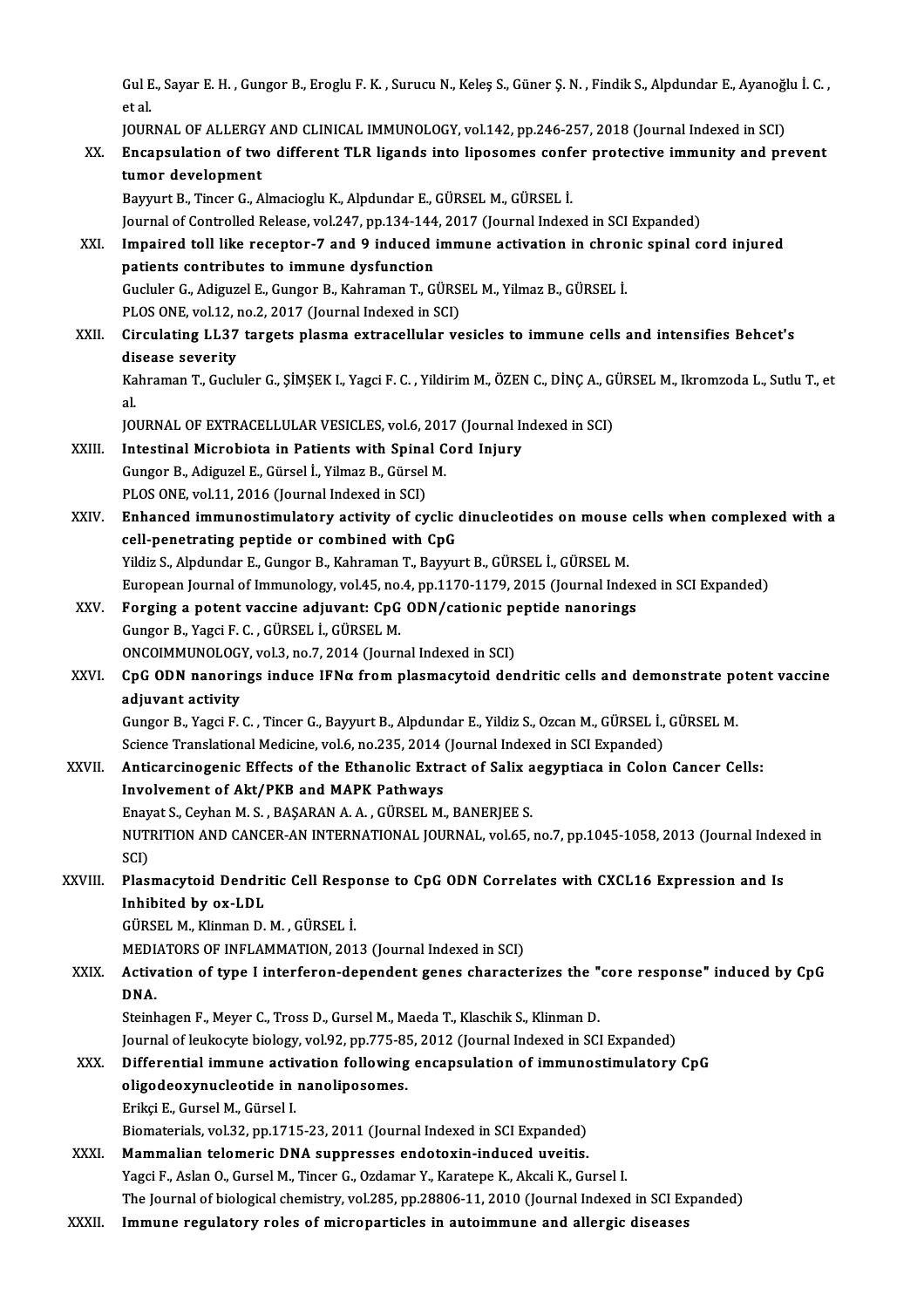Gul E., Sayar E. H. , Gungor B., Eroglu F. K. , Surucu N., Keleş S., Güner Ş. N. , Findik S., Alpdundar E., Ayanoğlu İ. C. , et al.

JOURNAL OF ALLERGY AND CLINICAL IMMUNOLOGY, vol.142, pp.246-257, 2018 (Journal Indexed in SCI)

XX. **Encapsulation of two different TLR ligands into liposomes confer protective immunity and prevent tumor development**

Bayyurt B., Tincer G., Almacioglu K., Alpdundar E., GÜRSEL M., GÜRSEL İ.

Journal of Controlled Release, vol.247, pp.134-144, 2017 (Journal Indexed in SCI Expanded)

XXI. **Impaired toll like receptor-7 and 9 induced immune activation in chronic spinal cord injured patients contributes to immune dysfunction**

Gucluler G., Adiguzel E., Gungor B., Kahraman T., GÜRSEL M., Yilmaz B., GÜRSEL İ.

PLOS ONE, vol.12, no.2, 2017 (Journal Indexed in SCI)

XXII. **Circulating LL37 targets plasma extracellular vesicles to immune cells and intensifies Behcet's disease severity**

Kahraman T., Gucluler G., ŞİMŞEK I., Yagci F. C. , Yildirim M., ÖZEN C., DİNÇ A., GÜRSEL M., Ikromzoda L., Sutlu T., et al.

JOURNAL OF EXTRACELLULAR VESICLES, vol.6, 2017 (Journal Indexed in SCI)

XXIII. **Intestinal Microbiota in Patients with Spinal Cord Injury**

Gungor B., Adiguzel E., Gürsel İ., Yilmaz B., Gürsel M.

PLOS ONE, vol.11, 2016 (Journal Indexed in SCI)

XXIV. **Enhanced immunostimulatory activity of cyclic dinucleotides on mouse cells when complexed with a cell-penetrating peptide or combined with CpG**

Yildiz S., Alpdundar E., Gungor B., Kahraman T., Bayyurt B., GÜRSEL İ., GÜRSEL M.

European Journal of Immunology, vol.45, no.4, pp.1170-1179, 2015 (Journal Indexed in SCI Expanded)

XXV. **Forging a potent vaccine adjuvant: CpG ODN/cationic peptide nanorings**

Gungor B., Yagci F. C. , GÜRSEL İ., GÜRSEL M.

ONCOIMMUNOLOGY, vol.3, no.7, 2014 (Journal Indexed in SCI)

XXVI. **CpG ODN nanorings induce IFNα from plasmacytoid dendritic cells and demonstrate potent vaccine adjuvant activity**

Gungor B., Yagci F. C. , Tincer G., Bayyurt B., Alpdundar E., Yildiz S., Ozcan M., GÜRSEL İ., GÜRSEL M.

Science Translational Medicine, vol.6, no.235, 2014 (Journal Indexed in SCI Expanded)

XXVII. **Anticarcinogenic Effects of the Ethanolic Extract of Salix aegyptiaca in Colon Cancer Cells: Involvement of Akt/PKB and MAPK Pathways**

Enayat S., Ceyhan M. S. , BAŞARAN A. A. , GÜRSEL M., BANERJEE S.

NUTRITION AND CANCER-AN INTERNATIONAL JOURNAL, vol.65, no.7, pp.1045-1058, 2013 (Journal Indexed in SCI)

XXVIII. **Plasmacytoid Dendritic Cell Response to CpG ODN Correlates with CXCL16 Expression and Is Inhibited by ox-LDL**

GÜRSEL M., Klinman D. M. , GÜRSEL İ.

MEDIATORS OF INFLAMMATION, 2013 (Journal Indexed in SCI)

XXIX. **Activation of type I interferon-dependent genes characterizes the "core response" induced by CpG DNA.**

Steinhagen F., Meyer C., Tross D., Gursel M., Maeda T., Klaschik S., Klinman D.

Journal of leukocyte biology, vol.92, pp.775-85, 2012 (Journal Indexed in SCI Expanded)

XXX. **Differential immune activation following encapsulation of immunostimulatory CpG oligodeoxynucleotide in nanoliposomes.**

Erikçi E., Gursel M., Gürsel I.

Biomaterials, vol.32, pp.1715-23, 2011 (Journal Indexed in SCI Expanded)

XXXI. **Mammalian telomeric DNA suppresses endotoxin-induced uveitis.**

Yagci F., Aslan O., Gursel M., Tincer G., Ozdamar Y., Karatepe K., Akcali K., Gursel I.

The Journal of biological chemistry, vol.285, pp.28806-11, 2010 (Journal Indexed in SCI Expanded)

XXXII. **Immune regulatory roles of microparticles in autoimmune and allergic diseases**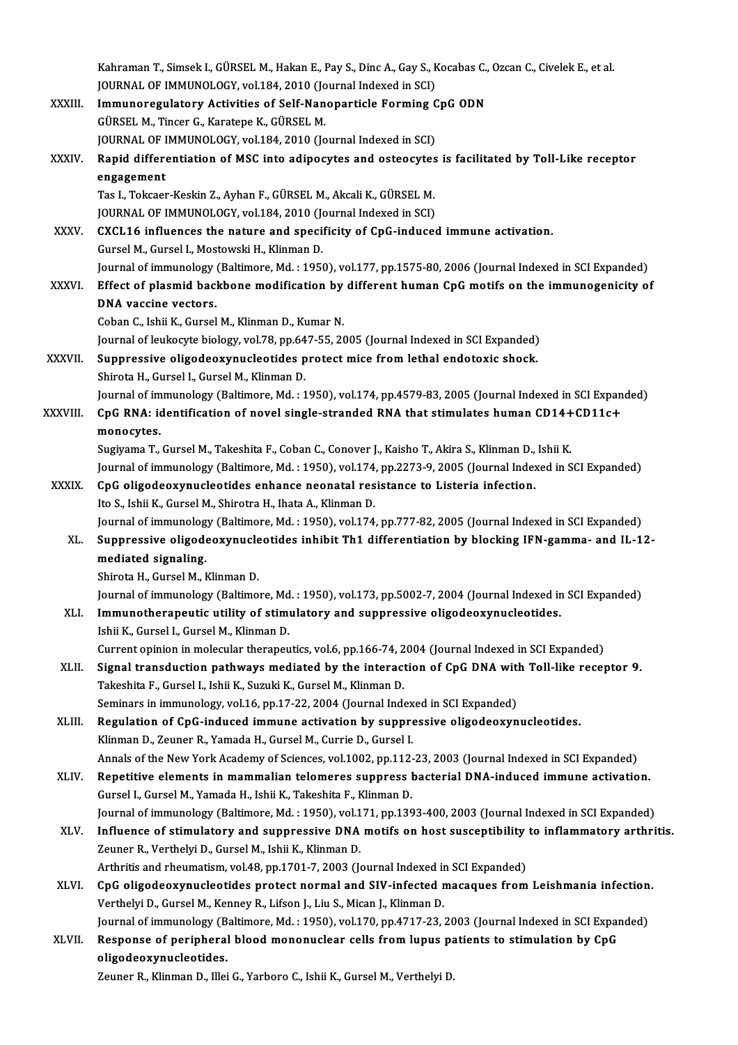Kahraman T., Simsek I., GÜRSEL M., Hakan E., Pay S., Dinc A., Gay S., Kocabas C., Ozcan C., Civelek E., et al.
JOURNAL OF IMMUNOLOGY, vol.184, 2010 (Journal Indexed in SCI)

XXXIII. **Immunoregulatory Activities of Self-Nanoparticle Forming CpG ODN**
GÜRSEL M., Tincer G., Karatepe K., GÜRSEL M.
JOURNAL OF IMMUNOLOGY, vol.184, 2010 (Journal Indexed in SCI)

XXXIV. **Rapid differentiation of MSC into adipocytes and osteocytes is facilitated by Toll-Like receptor engagement**
Tas I., Tokcaer-Keskin Z., Ayhan F., GÜRSEL M., Akcali K., GÜRSEL M.
JOURNAL OF IMMUNOLOGY, vol.184, 2010 (Journal Indexed in SCI)

XXXV. **CXCL16 influences the nature and specificity of CpG-induced immune activation.**
Gursel M., Gursel I., Mostowski H., Klinman D.
Journal of immunology (Baltimore, Md. : 1950), vol.177, pp.1575-80, 2006 (Journal Indexed in SCI Expanded)

XXXVI. **Effect of plasmid backbone modification by different human CpG motifs on the immunogenicity of DNA vaccine vectors.**
Coban C., Ishii K., Gursel M., Klinman D., Kumar N.
Journal of leukocyte biology, vol.78, pp.647-55, 2005 (Journal Indexed in SCI Expanded)

XXXVII. **Suppressive oligodeoxynucleotides protect mice from lethal endotoxic shock.**
Shirota H., Gursel I., Gursel M., Klinman D.
Journal of immunology (Baltimore, Md. : 1950), vol.174, pp.4579-83, 2005 (Journal Indexed in SCI Expanded)

XXXVIII. **CpG RNA: identification of novel single-stranded RNA that stimulates human CD14+CD11c+ monocytes.**
Sugiyama T., Gursel M., Takeshita F., Coban C., Conover J., Kaisho T., Akira S., Klinman D., Ishii K.
Journal of immunology (Baltimore, Md. : 1950), vol.174, pp.2273-9, 2005 (Journal Indexed in SCI Expanded)

XXXIX. **CpG oligodeoxynucleotides enhance neonatal resistance to Listeria infection.**
Ito S., Ishii K., Gursel M., Shirotra H., Ihata A., Klinman D.
Journal of immunology (Baltimore, Md. : 1950), vol.174, pp.777-82, 2005 (Journal Indexed in SCI Expanded)

XL. **Suppressive oligodeoxynucleotides inhibit Th1 differentiation by blocking IFN-gamma- and IL-12-mediated signaling.**
Shirota H., Gursel M., Klinman D.
Journal of immunology (Baltimore, Md. : 1950), vol.173, pp.5002-7, 2004 (Journal Indexed in SCI Expanded)

XLI. **Immunotherapeutic utility of stimulatory and suppressive oligodeoxynucleotides.**
Ishii K., Gursel I., Gursel M., Klinman D.
Current opinion in molecular therapeutics, vol.6, pp.166-74, 2004 (Journal Indexed in SCI Expanded)

XLII. **Signal transduction pathways mediated by the interaction of CpG DNA with Toll-like receptor 9.**
Takeshita F., Gursel I., Ishii K., Suzuki K., Gursel M., Klinman D.
Seminars in immunology, vol.16, pp.17-22, 2004 (Journal Indexed in SCI Expanded)

XLIII. **Regulation of CpG-induced immune activation by suppressive oligodeoxynucleotides.**
Klinman D., Zeuner R., Yamada H., Gursel M., Currie D., Gursel I.
Annals of the New York Academy of Sciences, vol.1002, pp.112-23, 2003 (Journal Indexed in SCI Expanded)

XLIV. **Repetitive elements in mammalian telomeres suppress bacterial DNA-induced immune activation.**
Gursel I., Gursel M., Yamada H., Ishii K., Takeshita F., Klinman D.
Journal of immunology (Baltimore, Md. : 1950), vol.171, pp.1393-400, 2003 (Journal Indexed in SCI Expanded)

XLV. **Influence of stimulatory and suppressive DNA motifs on host susceptibility to inflammatory arthritis.**
Zeuner R., Verthelyi D., Gursel M., Ishii K., Klinman D.
Arthritis and rheumatism, vol.48, pp.1701-7, 2003 (Journal Indexed in SCI Expanded)

XLVI. **CpG oligodeoxynucleotides protect normal and SIV-infected macaques from Leishmania infection.**
Verthelyi D., Gursel M., Kenney R., Lifson J., Liu S., Mican J., Klinman D.
Journal of immunology (Baltimore, Md. : 1950), vol.170, pp.4717-23, 2003 (Journal Indexed in SCI Expanded)

XLVII. **Response of peripheral blood mononuclear cells from lupus patients to stimulation by CpG oligodeoxynucleotides.**
Zeuner R., Klinman D., Illei G., Yarboro C., Ishii K., Gursel M., Verthelyi D.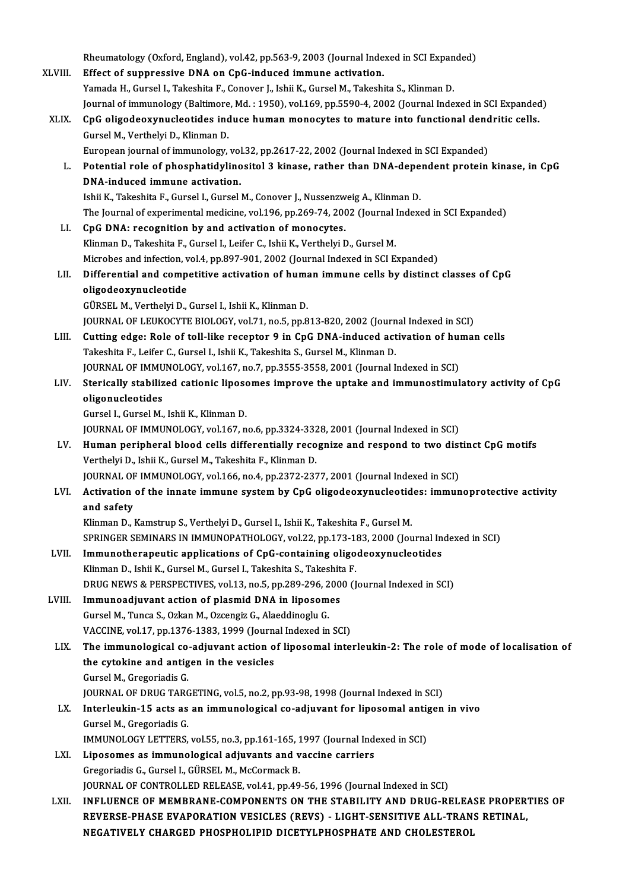Rheumatology (Oxford, England), vol.42, pp.563-9, 2003 (Journal Indexed in SCI Expanded)

XLVIII. **Effect of suppressive DNA on CpG-induced immune activation.**
Yamada H., Gursel I., Takeshita F., Conover J., Ishii K., Gursel M., Takeshita S., Klinman D.
Journal of immunology (Baltimore, Md. : 1950), vol.169, pp.5590-4, 2002 (Journal Indexed in SCI Expanded)

XLIX. **CpG oligodeoxynucleotides induce human monocytes to mature into functional dendritic cells.**
Gursel M., Verthelyi D., Klinman D.
European journal of immunology, vol.32, pp.2617-22, 2002 (Journal Indexed in SCI Expanded)

L. **Potential role of phosphatidylinositol 3 kinase, rather than DNA-dependent protein kinase, in CpG DNA-induced immune activation.**
Ishii K., Takeshita F., Gursel I., Gursel M., Conover J., Nussenzweig A., Klinman D.
The Journal of experimental medicine, vol.196, pp.269-74, 2002 (Journal Indexed in SCI Expanded)

LI. **CpG DNA: recognition by and activation of monocytes.**
Klinman D., Takeshita F., Gursel I., Leifer C., Ishii K., Verthelyi D., Gursel M.
Microbes and infection, vol.4, pp.897-901, 2002 (Journal Indexed in SCI Expanded)

LII. **Differential and competitive activation of human immune cells by distinct classes of CpG oligodeoxynucleotide**
GÜRSEL M., Verthelyi D., Gursel I., Ishii K., Klinman D.
JOURNAL OF LEUKOCYTE BIOLOGY, vol.71, no.5, pp.813-820, 2002 (Journal Indexed in SCI)

LIII. **Cutting edge: Role of toll-like receptor 9 in CpG DNA-induced activation of human cells**
Takeshita F., Leifer C., Gursel I., Ishii K., Takeshita S., Gursel M., Klinman D.
JOURNAL OF IMMUNOLOGY, vol.167, no.7, pp.3555-3558, 2001 (Journal Indexed in SCI)

LIV. **Sterically stabilized cationic liposomes improve the uptake and immunostimulatory activity of CpG oligonucleotides**
Gursel I., Gursel M., Ishii K., Klinman D.
JOURNAL OF IMMUNOLOGY, vol.167, no.6, pp.3324-3328, 2001 (Journal Indexed in SCI)

LV. **Human peripheral blood cells differentially recognize and respond to two distinct CpG motifs**
Verthelyi D., Ishii K., Gursel M., Takeshita F., Klinman D.
JOURNAL OF IMMUNOLOGY, vol.166, no.4, pp.2372-2377, 2001 (Journal Indexed in SCI)

LVI. **Activation of the innate immune system by CpG oligodeoxynucleotides: immunoprotective activity and safety**
Klinman D., Kamstrup S., Verthelyi D., Gursel I., Ishii K., Takeshita F., Gursel M.
SPRINGER SEMINARS IN IMMUNOPATHOLOGY, vol.22, pp.173-183, 2000 (Journal Indexed in SCI)

LVII. **Immunotherapeutic applications of CpG-containing oligodeoxynucleotides**
Klinman D., Ishii K., Gursel M., Gursel I., Takeshita S., Takeshita F.
DRUG NEWS & PERSPECTIVES, vol.13, no.5, pp.289-296, 2000 (Journal Indexed in SCI)

LVIII. **Immunoadjuvant action of plasmid DNA in liposomes**
Gursel M., Tunca S., Ozkan M., Ozcengiz G., Alaeddinoglu G.
VACCINE, vol.17, pp.1376-1383, 1999 (Journal Indexed in SCI)

LIX. **The immunological co-adjuvant action of liposomal interleukin-2: The role of mode of localisation of the cytokine and antigen in the vesicles**
Gursel M., Gregoriadis G.
JOURNAL OF DRUG TARGETING, vol.5, no.2, pp.93-98, 1998 (Journal Indexed in SCI)

LX. **Interleukin-15 acts as an immunological co-adjuvant for liposomal antigen in vivo**
Gursel M., Gregoriadis G.
IMMUNOLOGY LETTERS, vol.55, no.3, pp.161-165, 1997 (Journal Indexed in SCI)

LXI. **Liposomes as immunological adjuvants and vaccine carriers**
Gregoriadis G., Gursel I., GÜRSEL M., McCormack B.
JOURNAL OF CONTROLLED RELEASE, vol.41, pp.49-56, 1996 (Journal Indexed in SCI)

LXII. **INFLUENCE OF MEMBRANE-COMPONENTS ON THE STABILITY AND DRUG-RELEASE PROPERTIES OF REVERSE-PHASE EVAPORATION VESICLES (REVS) - LIGHT-SENSITIVE ALL-TRANS RETINAL, NEGATIVELY CHARGED PHOSPHOLIPID DICETYLPHOSPHATE AND CHOLESTEROL**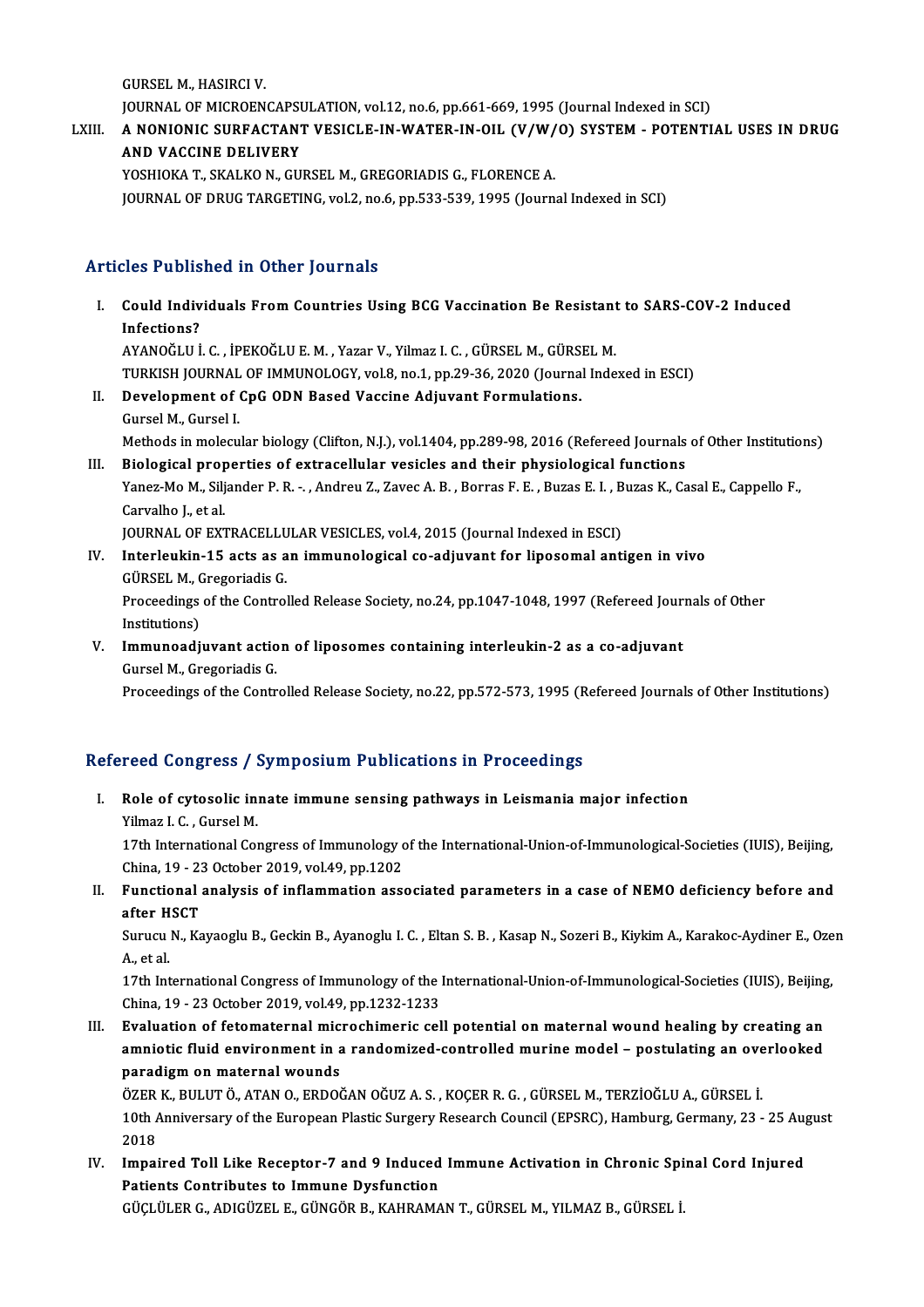GURSEL M., HASIRCI V.

JOURNAL OF MICROENCAPSULATION, vol.12, no.6, pp.661-669, 1995 (Journal Indexed in SCI)

LXIII. **A NONIONIC SURFACTANT VESICLE-IN-WATER-IN-OIL (V/W/O) SYSTEM - POTENTIAL USES IN DRUG AND VACCINE DELIVERY**

YOSHIOKA T., SKALKO N., GURSEL M., GREGORIADIS G., FLORENCE A.

JOURNAL OF DRUG TARGETING, vol.2, no.6, pp.533-539, 1995 (Journal Indexed in SCI)

## Articles Published in Other Journals

I. **Could Individuals From Countries Using BCG Vaccination Be Resistant to SARS-COV-2 Induced Infections?**

AYANOĞLU İ. C. , İPEKOĞLU E. M. , Yazar V., Yilmaz I. C. , GÜRSEL M., GÜRSEL M.

TURKISH JOURNAL OF IMMUNOLOGY, vol.8, no.1, pp.29-36, 2020 (Journal Indexed in ESCI)

II. **Development of CpG ODN Based Vaccine Adjuvant Formulations.**

Gursel M., Gursel I.

Methods in molecular biology (Clifton, N.J.), vol.1404, pp.289-98, 2016 (Refereed Journals of Other Institutions)

III. **Biological properties of extracellular vesicles and their physiological functions**

Yanez-Mo M., Siljander P. R. -. , Andreu Z., Zavec A. B. , Borras F. E. , Buzas E. I. , Buzas K., Casal E., Cappello F., Carvalho J., et al.

JOURNAL OF EXTRACELLULAR VESICLES, vol.4, 2015 (Journal Indexed in ESCI)

IV. **Interleukin-15 acts as an immunological co-adjuvant for liposomal antigen in vivo**

GÜRSEL M., Gregoriadis G.

Proceedings of the Controlled Release Society, no.24, pp.1047-1048, 1997 (Refereed Journals of Other Institutions)

V. **Immunoadjuvant action of liposomes containing interleukin-2 as a co-adjuvant**

Gursel M., Gregoriadis G.

Proceedings of the Controlled Release Society, no.22, pp.572-573, 1995 (Refereed Journals of Other Institutions)

## Refereed Congress / Symposium Publications in Proceedings

I. **Role of cytosolic innate immune sensing pathways in Leismania major infection**

Yilmaz I. C. , Gursel M.

17th International Congress of Immunology of the International-Union-of-Immunological-Societies (IUIS), Beijing, China, 19 - 23 October 2019, vol.49, pp.1202

II. **Functional analysis of inflammation associated parameters in a case of NEMO deficiency before and after HSCT**

Surucu N., Kayaoglu B., Geckin B., Ayanoglu I. C. , Eltan S. B. , Kasap N., Sozeri B., Kiykim A., Karakoc-Aydiner E., Ozen A., et al.

17th International Congress of Immunology of the International-Union-of-Immunological-Societies (IUIS), Beijing, China, 19 - 23 October 2019, vol.49, pp.1232-1233

III. **Evaluation of fetomaternal microchimeric cell potential on maternal wound healing by creating an amniotic fluid environment in a randomized-controlled murine model – postulating an overlooked paradigm on maternal wounds**

ÖZER K., BULUT Ö., ATAN O., ERDOĞAN OĞUZ A. S. , KOÇER R. G. , GÜRSEL M., TERZİOĞLU A., GÜRSEL İ.

10th Anniversary of the European Plastic Surgery Research Council (EPSRC), Hamburg, Germany, 23 - 25 August 2018

IV. **Impaired Toll Like Receptor-7 and 9 Induced Immune Activation in Chronic Spinal Cord Injured Patients Contributes to Immune Dysfunction**

GÜÇLÜLER G., ADIGÜZEL E., GÜNGÖR B., KAHRAMAN T., GÜRSEL M., YILMAZ B., GÜRSEL İ.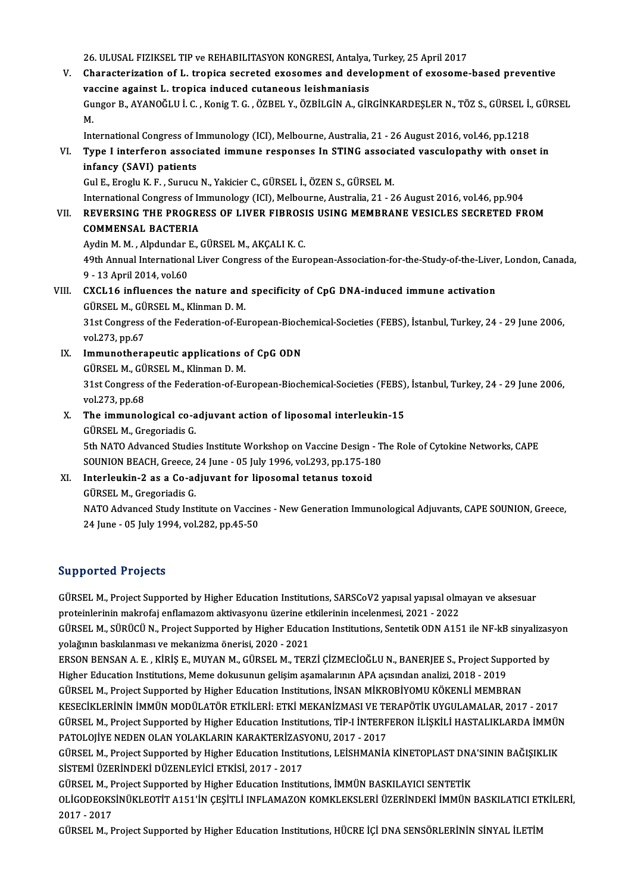26. ULUSAL FIZIKSEL TIP ve REHABILITASYON KONGRESI, Antalya, Turkey, 25 April 2017

V. **Characterization of L. tropica secreted exosomes and development of exosome-based preventive vaccine against L. tropica induced cutaneous leishmaniasis**
Gungor B., AYANOĞLU İ. C. , Konig T. G. , ÖZBEL Y., ÖZBİLGİN A., GİRGİNKARDEŞLER N., TÖZ S., GÜRSEL İ., GÜRSEL M.
International Congress of Immunology (ICI), Melbourne, Australia, 21 - 26 August 2016, vol.46, pp.1218

VI. **Type I interferon associated immune responses In STING associated vasculopathy with onset in infancy (SAVI) patients**
Gul E., Eroglu K. F. , Surucu N., Yakicier C., GÜRSEL İ., ÖZEN S., GÜRSEL M.
International Congress of Immunology (ICI), Melbourne, Australia, 21 - 26 August 2016, vol.46, pp.904

VII. **REVERSING THE PROGRESS OF LIVER FIBROSIS USING MEMBRANE VESICLES SECRETED FROM COMMENSAL BACTERIA**
Aydin M. M. , Alpdundar E., GÜRSEL M., AKÇALI K. C.
49th Annual International Liver Congress of the European-Association-for-the-Study-of-the-Liver, London, Canada, 9 - 13 April 2014, vol.60

VIII. **CXCL16 influences the nature and specificity of CpG DNA-induced immune activation**
GÜRSEL M., GÜRSEL M., Klinman D. M.
31st Congress of the Federation-of-European-Biochemical-Societies (FEBS), İstanbul, Turkey, 24 - 29 June 2006, vol.273, pp.67

IX. **Immunotherapeutic applications of CpG ODN**
GÜRSEL M., GÜRSEL M., Klinman D. M.
31st Congress of the Federation-of-European-Biochemical-Societies (FEBS), İstanbul, Turkey, 24 - 29 June 2006, vol.273, pp.68

X. **The immunological co-adjuvant action of liposomal interleukin-15**
GÜRSEL M., Gregoriadis G.
5th NATO Advanced Studies Institute Workshop on Vaccine Design - The Role of Cytokine Networks, CAPE SOUNION BEACH, Greece, 24 June - 05 July 1996, vol.293, pp.175-180

XI. **Interleukin-2 as a Co-adjuvant for liposomal tetanus toxoid**
GÜRSEL M., Gregoriadis G.
NATO Advanced Study Institute on Vaccines - New Generation Immunological Adjuvants, CAPE SOUNION, Greece, 24 June - 05 July 1994, vol.282, pp.45-50

## Supported Projects

GÜRSEL M., Project Supported by Higher Education Institutions, SARSCoV2 yapısal yapısal olmayan ve aksesuar proteinlerinin makrofaj enflamazom aktivasyonu üzerine etkilerinin incelenmesi, 2021 - 2022

GÜRSEL M., SÜRÜCÜ N., Project Supported by Higher Education Institutions, Sentetik ODN A151 ile NF-kB sinyalizasyon yolağının baskılanması ve mekanizma önerisi, 2020 - 2021

ERSON BENSAN A. E. , KİRİŞ E., MUYAN M., GÜRSEL M., TERZİ ÇİZMECİOĞLU N., BANERJEE S., Project Supported by Higher Education Institutions, Meme dokusunun gelişim aşamalarının APA açısından analizi, 2018 - 2019

GÜRSEL M., Project Supported by Higher Education Institutions, İNSAN MİKROBİYOMU KÖKENLİ MEMBRAN KESECİKLERİNİN İMMÜN MODÜLATÖR ETKİLERİ: ETKİ MEKANİZMASI VE TERAPÖTİK UYGULAMALAR, 2017 - 2017

GÜRSEL M., Project Supported by Higher Education Institutions, TİP-I İNTERFERON İLİŞKİLİ HASTALIKLARDA İMMÜN PATOLOJİYE NEDEN OLAN YOLAKLARIN KARAKTERİZASYONU, 2017 - 2017

GÜRSEL M., Project Supported by Higher Education Institutions, LEİSHMANİA KİNETOPLAST DNA'SININ BAĞIŞIKLIK SİSTEMİ ÜZERİNDEKİ DÜZENLEYİCİ ETKİSİ, 2017 - 2017

GÜRSEL M., Project Supported by Higher Education Institutions, İMMÜN BASKILAYICI SENTETİK OLİGODEOKSİNÜKLEOTİT A151'İN ÇEŞİTLİ INFLAMAZON KOMKLEKSLERİ ÜZERİNDEKİ İMMÜN BASKILATICI ETKİLERİ, 2017 - 2017

GÜRSEL M., Project Supported by Higher Education Institutions, HÜCRE İÇİ DNA SENSÖRLERİNİN SİNYAL İLETİM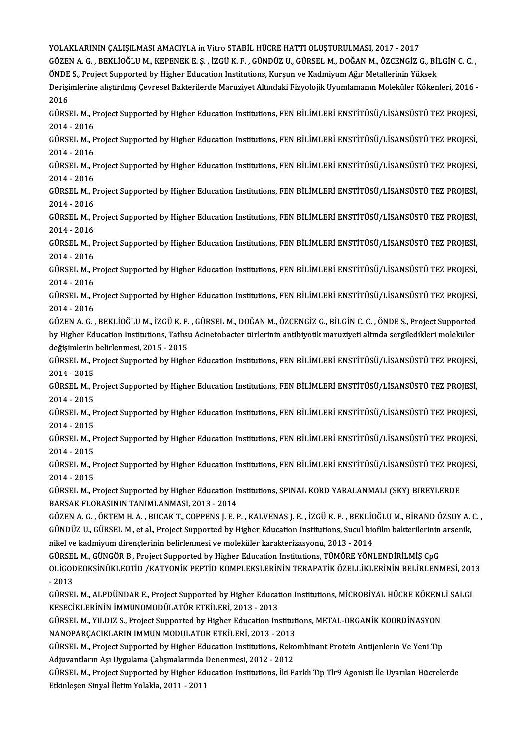YOLAKLARININ ÇALIŞILMASI AMACIYLA in Vitro STABİL HÜCRE HATTI OLUŞTURULMASI, 2017 - 2017

GÖZEN A. G. , BEKLİOĞLU M., KEPENEK E. Ş. , İZGÜ K. F. , GÜNDÜZ U., GÜRSEL M., DOĞAN M., ÖZCENGİZ G., BİLGİN C. C. , ÖNDE S., Project Supported by Higher Education Institutions, Kurşun ve Kadmiyum Ağır Metallerinin Yüksek Derişimlerine alıştırılmış Çevresel Bakterilerde Maruziyet Altındaki Fizyolojik Uyumlamanın Moleküler Kökenleri, 2016 - 2016

GÜRSEL M., Project Supported by Higher Education Institutions, FEN BİLİMLERİ ENSTİTÜSÜ/LİSANSÜSTÜ TEZ PROJESİ, 2014 - 2016

GÜRSEL M., Project Supported by Higher Education Institutions, FEN BİLİMLERİ ENSTİTÜSÜ/LİSANSÜSTÜ TEZ PROJESİ, 2014 - 2016

GÜRSEL M., Project Supported by Higher Education Institutions, FEN BİLİMLERİ ENSTİTÜSÜ/LİSANSÜSTÜ TEZ PROJESİ, 2014 - 2016

GÜRSEL M., Project Supported by Higher Education Institutions, FEN BİLİMLERİ ENSTİTÜSÜ/LİSANSÜSTÜ TEZ PROJESİ, 2014 - 2016

GÜRSEL M., Project Supported by Higher Education Institutions, FEN BİLİMLERİ ENSTİTÜSÜ/LİSANSÜSTÜ TEZ PROJESİ, 2014 - 2016

GÜRSEL M., Project Supported by Higher Education Institutions, FEN BİLİMLERİ ENSTİTÜSÜ/LİSANSÜSTÜ TEZ PROJESİ, 2014 - 2016

GÜRSEL M., Project Supported by Higher Education Institutions, FEN BİLİMLERİ ENSTİTÜSÜ/LİSANSÜSTÜ TEZ PROJESİ, 2014 - 2016

GÜRSEL M., Project Supported by Higher Education Institutions, FEN BİLİMLERİ ENSTİTÜSÜ/LİSANSÜSTÜ TEZ PROJESİ, 2014 - 2016

GÖZEN A. G. , BEKLİOĞLU M., İZGÜ K. F. , GÜRSEL M., DOĞAN M., ÖZCENGİZ G., BİLGİN C. C. , ÖNDE S., Project Supported by Higher Education Institutions, Tatlısu Acinetobacter türlerinin antibiyotik maruziyeti altında sergiledikleri moleküler değişimlerin belirlenmesi, 2015 - 2015

GÜRSEL M., Project Supported by Higher Education Institutions, FEN BİLİMLERİ ENSTİTÜSÜ/LİSANSÜSTÜ TEZ PROJESİ, 2014 - 2015

GÜRSEL M., Project Supported by Higher Education Institutions, FEN BİLİMLERİ ENSTİTÜSÜ/LİSANSÜSTÜ TEZ PROJESİ, 2014 - 2015

GÜRSEL M., Project Supported by Higher Education Institutions, FEN BİLİMLERİ ENSTİTÜSÜ/LİSANSÜSTÜ TEZ PROJESİ, 2014 - 2015

GÜRSEL M., Project Supported by Higher Education Institutions, FEN BİLİMLERİ ENSTİTÜSÜ/LİSANSÜSTÜ TEZ PROJESİ, 2014 - 2015

GÜRSEL M., Project Supported by Higher Education Institutions, FEN BİLİMLERİ ENSTİTÜSÜ/LİSANSÜSTÜ TEZ PROJESİ, 2014 - 2015

GÜRSEL M., Project Supported by Higher Education Institutions, SPINAL KORD YARALANMALI (SKY) BIREYLERDE BARSAK FLORASININ TANIMLANMASI, 2013 - 2014

GÖZEN A. G. , ÖKTEM H. A. , BUCAK T., COPPENS J. E. P. , KALVENAS J. E. , İZGÜ K. F. , BEKLİOĞLU M., BİRAND ÖZSOY A. C. , GÜNDÜZ U., GÜRSEL M., et al., Project Supported by Higher Education Institutions, Sucul biofilm bakterilerinin arsenik, nikel ve kadmiyum dirençlerinin belirlenmesi ve moleküler karakterizasyonu, 2013 - 2014

GÜRSEL M., GÜNGÖR B., Project Supported by Higher Education Institutions, TÜMÖRE YÖNLENDİRİLMİŞ CpG OLİGODEOKSİNÜKLEOTİD /KATYONİK PEPTİD KOMPLEKSLERİNİN TERAPATİK ÖZELLİKLERİNİN BELİRLENMESİ, 2013 - 2013

GÜRSEL M., ALPDÜNDAR E., Project Supported by Higher Education Institutions, MİCROBİYAL HÜCRE KÖKENLİ SALGI KESECİKLERİNİN İMMUNOMODÜLATÖR ETKİLERİ, 2013 - 2013

GÜRSEL M., YILDIZ S., Project Supported by Higher Education Institutions, METAL-ORGANİK KOORDİNASYON NANOPARÇACIKLARIN IMMUN MODULATOR ETKİLERİ, 2013 - 2013

GÜRSEL M., Project Supported by Higher Education Institutions, Rekombinant Protein Antijenlerin Ve Yeni Tip Adjuvantların Aşı Uygulama Çalışmalarında Denenmesi, 2012 - 2012

GÜRSEL M., Project Supported by Higher Education Institutions, İki Farklı Tip Tlr9 Agonisti İle Uyarılan Hücrelerde Etkinleşen Sinyal İletim Yolakla, 2011 - 2011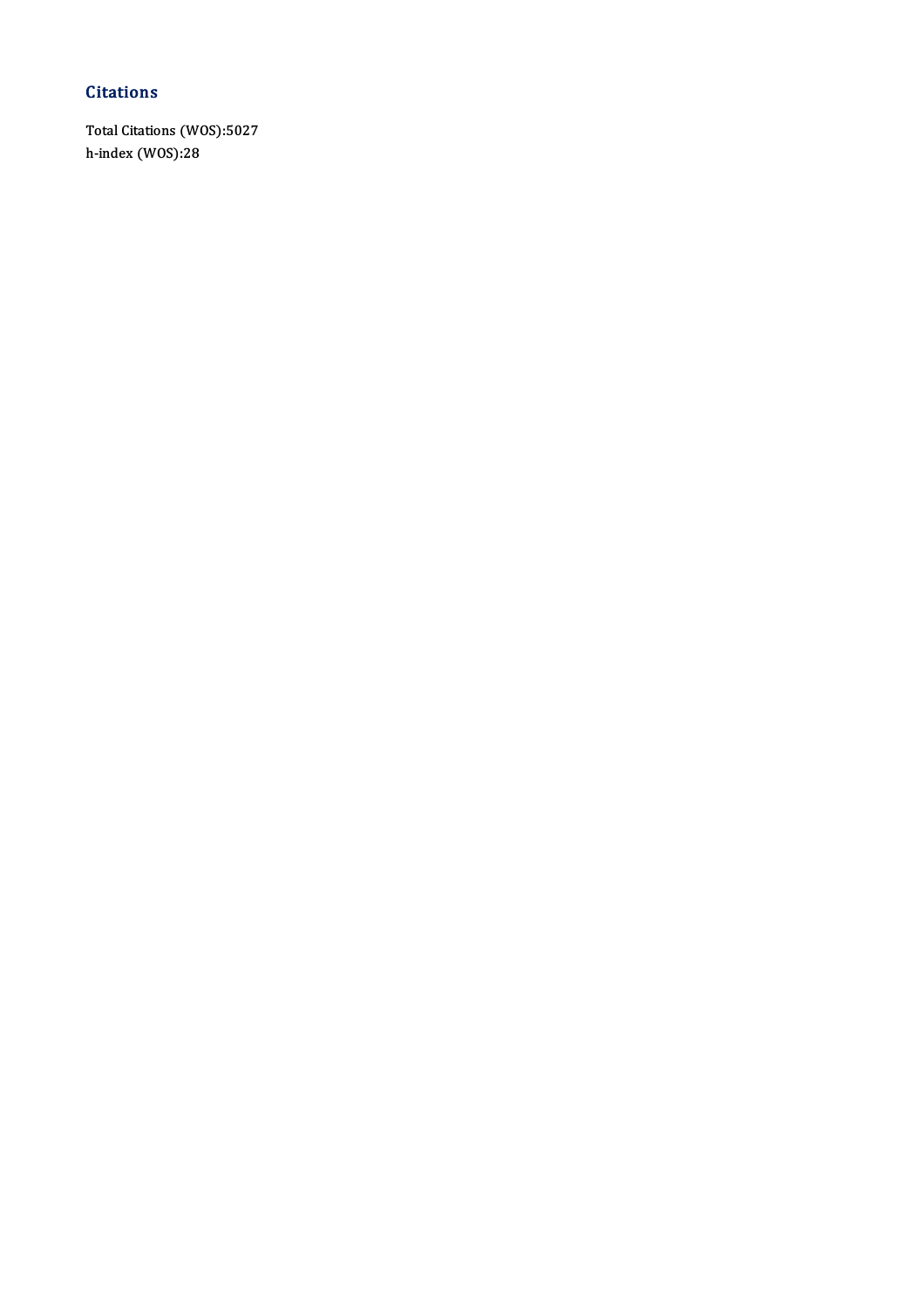## Citations

Total Citations (WOS):5027
h-index (WOS):28